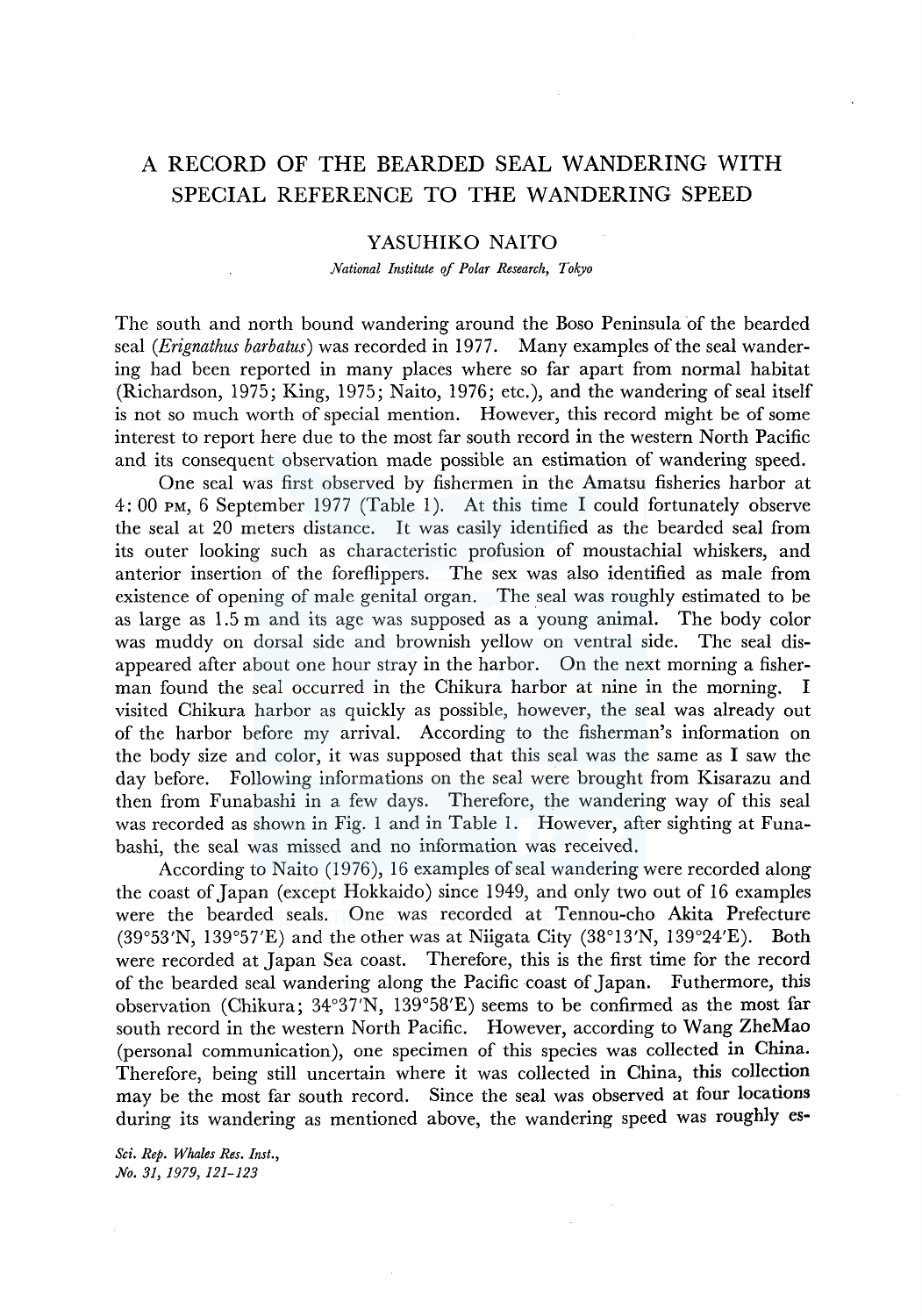# A RECORD OF THE BEARDED SEAL WANDERING WITH SPECIAL REFERENCE TO THE WANDERING SPEED

## YASUHIKO NAITO

*National Institute of Polar Research, Tokyo*

The south and north bound wandering around the Boso Peninsula of the bearded seal (*Erignathus barbatus*) was recorded in 1977. Many examples of the seal wandering had been reported in many places where so far apart from normal habitat (Richardson, 1975; King, 1975; Naito, 1976; etc.), and the wandering of seal itself is not so much worth of special mention. However, this record might be of some interest to report here due to the most far south record in the western North Pacific and its consequent observation made possible an estimation of wandering speed.

One seal was first observed by fishermen in the Amatsu fisheries harbor at 4: 00 PM, 6 September 1977 (Table 1). At this time I could fortunately observe the seal at 20 meters distance. It was easily identified as the bearded seal from its outer looking such as characteristic profusion of moustachial whiskers, and anterior insertion of the foreflippers. The sex was also identified as male from existence of opening of male genital organ. The seal was roughly estimated to be as large as 1.5 m and its age was supposed as a young animal. The body color was muddy on dorsal side and brownish yellow on ventral side. The seal disappeared after about one hour stray in the harbor. On the next morning a fisherman found the seal occurred in the Chikura harbor at nine in the morning. I visited Chikura harbor as quickly as possible, however, the seal was already out of the harbor before my arrival. According to the fisherman's information on the body size and color, it was supposed that this seal was the same as I saw the day before. Following informations on the seal were brought from Kisarazu and then from Funabashi in a few days. Therefore, the wandering way of this seal was recorded as shown in Fig. 1 and in Table 1. However, after sighting at Funabashi, the seal was missed and no information was received.

According to Naito (1976), 16 examples of seal wandering were recorded along the coast of Japan (except Hokkaido) since 1949, and only two out of 16 examples were the bearded seals. One was recorded at Tennou-cho Akita Prefecture (39°53′N, 139°57′E) and the other was at Niigata City (38°13′N, 139°24′E). Both were recorded at Japan Sea coast. Therefore, this is the first time for the record of the bearded seal wandering along the Pacific coast of Japan. Futhermore, this observation (Chikura; 34°37′N, 139°58′E) seems to be confirmed as the most far south record in the western North Pacific. However, according to Wang ZheMao (personal communication), one specimen of this species was collected in China. Therefore, being still uncertain where it was collected in China, this collection may be the most far south record. Since the seal was observed at four locations during its wandering as mentioned above, the wandering speed was roughly es-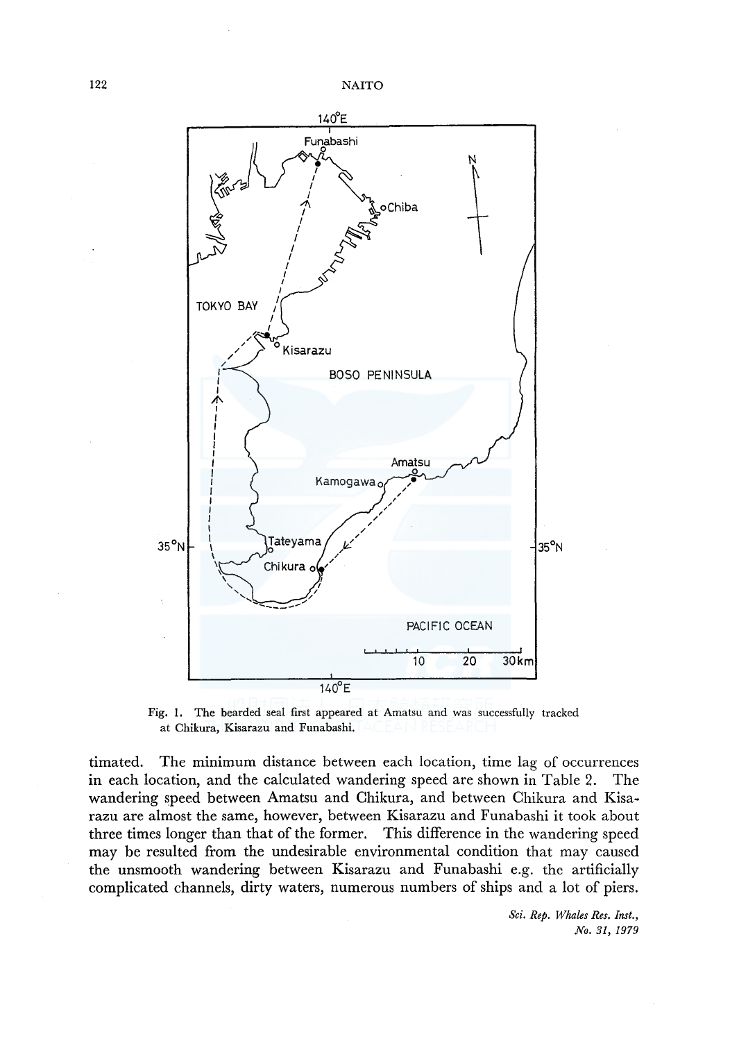Fig. 1. The bearded seal first appeared at Amatsu and was successfully tracked at Chikura, Kisarazu and Funabashi.

timated. The minimum distance between each location, time lag of occurrences in each location, and the calculated wandering speed are shown in Table 2. The wandering speed between Amatsu and Chikura, and between Chikura and Kisarazu are almost the same, however, between Kisarazu and Funabashi it took about three times longer than that of the former. This difference in the wandering speed may be resulted from the undesirable environmental condition that may caused the unsmooth wandering between Kisarazu and Funabashi e.g. the artificially complicated channels, dirty waters, numerous numbers of ships and a lot of piers.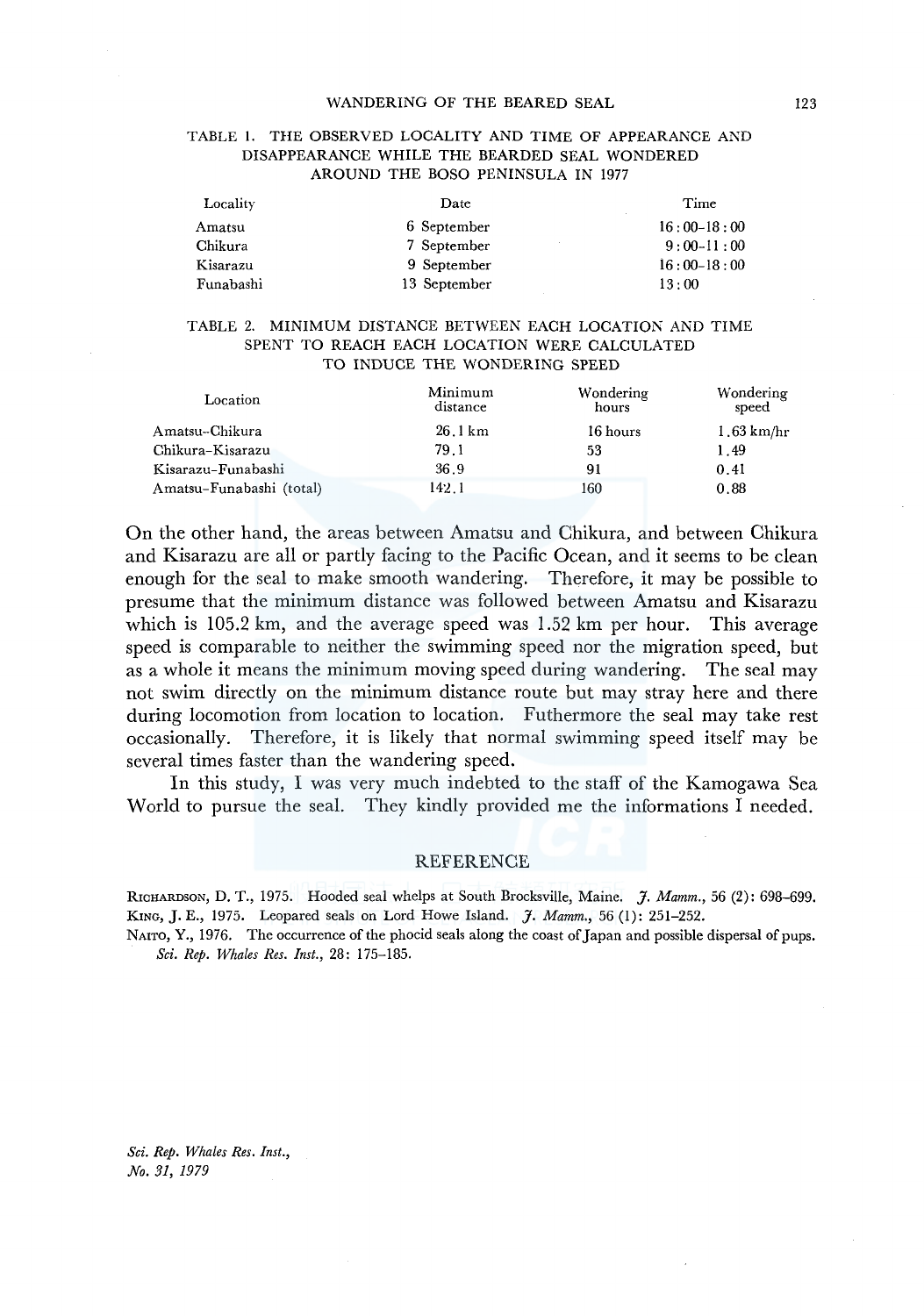TABLE 1. THE OBSERVED LOCALITY AND TIME OF APPEARANCE AND DISAPPEARANCE WHILE THE BEARDED SEAL WONDERED AROUND THE BOSO PENINSULA IN 1977

| Locality | Date | Time |
|---|---|---|
| Amatsu | 6 September | 16:00–18:00 |
| Chikura | 7 September | 9:00–11:00 |
| Kisarazu | 9 September | 16:00–18:00 |
| Funabashi | 13 September | 13:00 |

TABLE 2. MINIMUM DISTANCE BETWEEN EACH LOCATION AND TIME SPENT TO REACH EACH LOCATION WERE CALCULATED TO INDUCE THE WONDERING SPEED

| Location | Minimum distance | Wondering hours | Wondering speed |
|---|---|---|---|
| Amatsu–Chikura | 26.1 km | 16 hours | 1.63 km/hr |
| Chikura–Kisarazu | 79.1 | 53 | 1.49 |
| Kisarazu–Funabashi | 36.9 | 91 | 0.41 |
| Amatsu–Funabashi (total) | 142.1 | 160 | 0.88 |

On the other hand, the areas between Amatsu and Chikura, and between Chikura and Kisarazu are all or partly facing to the Pacific Ocean, and it seems to be clean enough for the seal to make smooth wandering. Therefore, it may be possible to presume that the minimum distance was followed between Amatsu and Kisarazu which is 105.2 km, and the average speed was 1.52 km per hour. This average speed is comparable to neither the swimming speed nor the migration speed, but as a whole it means the minimum moving speed during wandering. The seal may not swim directly on the minimum distance route but may stray here and there during locomotion from location to location. Futhermore the seal may take rest occasionally. Therefore, it is likely that normal swimming speed itself may be several times faster than the wandering speed.

In this study, I was very much indebted to the staff of the Kamogawa Sea World to pursue the seal. They kindly provided me the informations I needed.

## REFERENCE

Richardson, D. T., 1975. Hooded seal whelps at South Brocksville, Maine. *J. Mamm.*, 56 (2): 698–699.

King, J. E., 1975. Leopared seals on Lord Howe Island. *J. Mamm.*, 56 (1): 251–252.

Naito, Y., 1976. The occurrence of the phocid seals along the coast of Japan and possible dispersal of pups. *Sci. Rep. Whales Res. Inst.*, 28: 175–185.